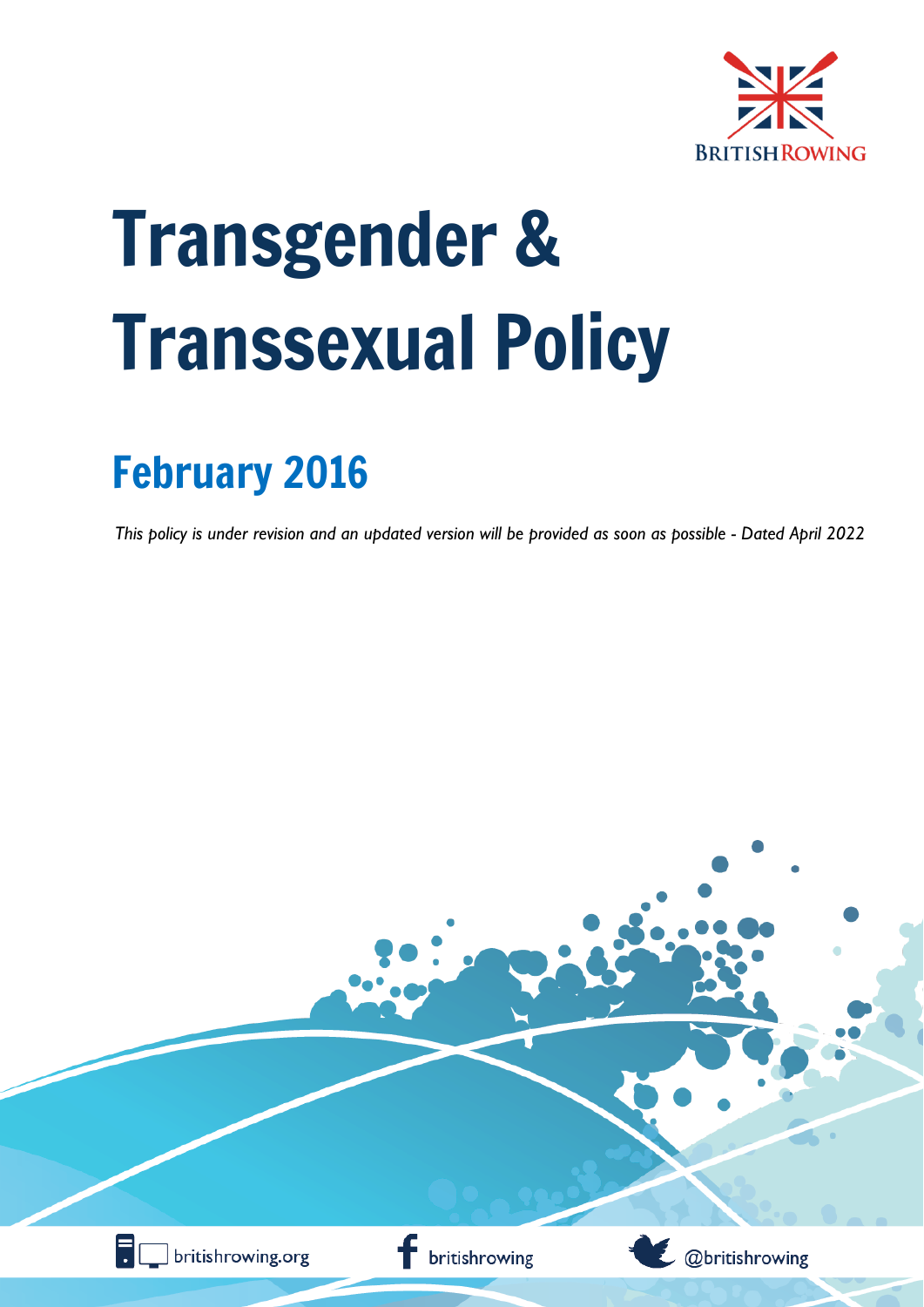BRITISH ROWING

# Transgender & Transsexual Policy

## February 2016

*This policy is under revision and an updated version will be provided as soon as possible - Dated April 2022*

britishrowing.org britishrowing @britishrowing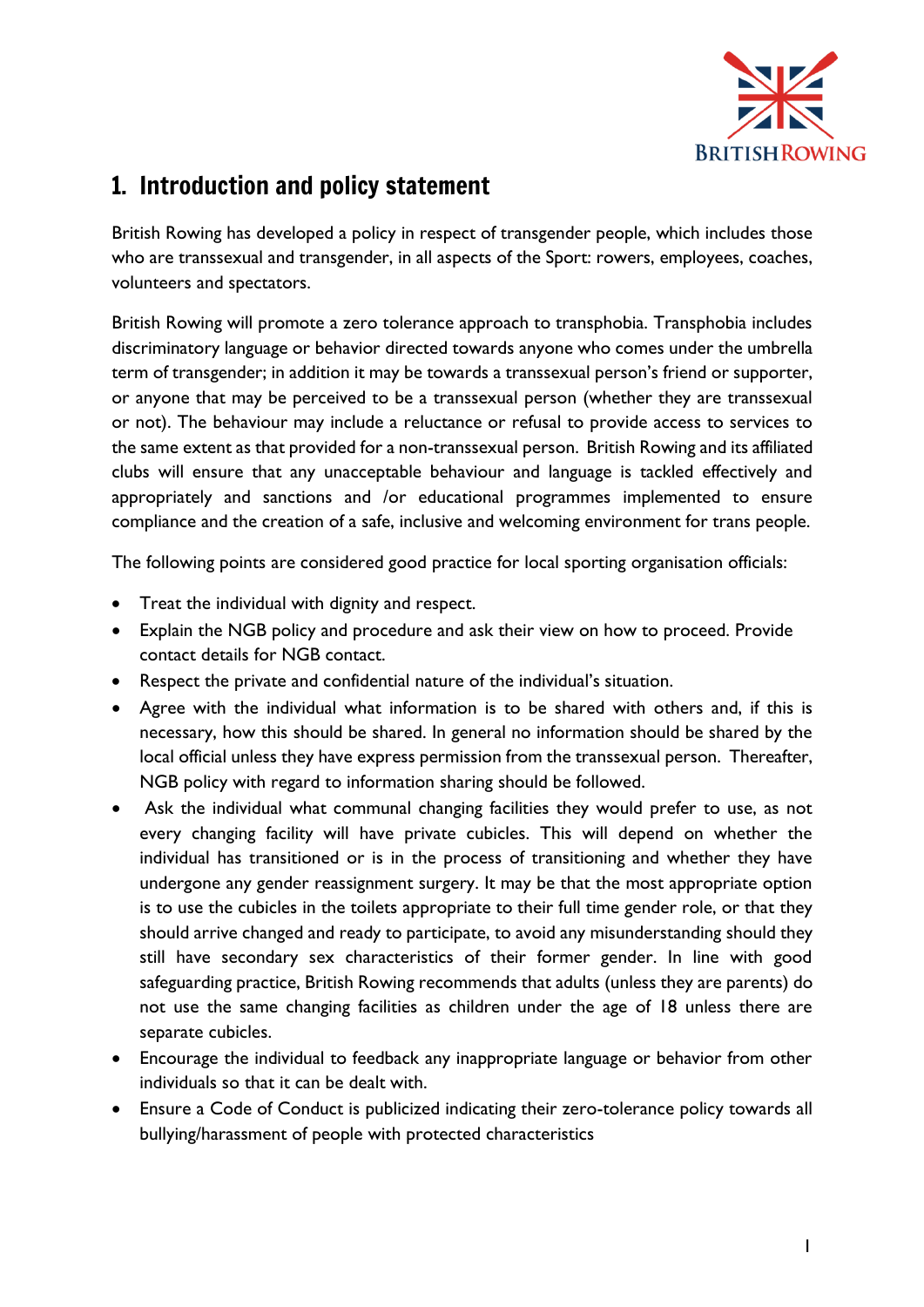# 1. Introduction and policy statement

British Rowing has developed a policy in respect of transgender people, which includes those who are transsexual and transgender, in all aspects of the Sport: rowers, employees, coaches, volunteers and spectators.

British Rowing will promote a zero tolerance approach to transphobia. Transphobia includes discriminatory language or behavior directed towards anyone who comes under the umbrella term of transgender; in addition it may be towards a transsexual person's friend or supporter, or anyone that may be perceived to be a transsexual person (whether they are transsexual or not). The behaviour may include a reluctance or refusal to provide access to services to the same extent as that provided for a non-transsexual person. British Rowing and its affiliated clubs will ensure that any unacceptable behaviour and language is tackled effectively and appropriately and sanctions and /or educational programmes implemented to ensure compliance and the creation of a safe, inclusive and welcoming environment for trans people.

The following points are considered good practice for local sporting organisation officials:

- Treat the individual with dignity and respect.
- Explain the NGB policy and procedure and ask their view on how to proceed. Provide contact details for NGB contact.
- Respect the private and confidential nature of the individual's situation.
- Agree with the individual what information is to be shared with others and, if this is necessary, how this should be shared. In general no information should be shared by the local official unless they have express permission from the transsexual person. Thereafter, NGB policy with regard to information sharing should be followed.
- Ask the individual what communal changing facilities they would prefer to use, as not every changing facility will have private cubicles. This will depend on whether the individual has transitioned or is in the process of transitioning and whether they have undergone any gender reassignment surgery. It may be that the most appropriate option is to use the cubicles in the toilets appropriate to their full time gender role, or that they should arrive changed and ready to participate, to avoid any misunderstanding should they still have secondary sex characteristics of their former gender. In line with good safeguarding practice, British Rowing recommends that adults (unless they are parents) do not use the same changing facilities as children under the age of 18 unless there are separate cubicles.
- Encourage the individual to feedback any inappropriate language or behavior from other individuals so that it can be dealt with.
- Ensure a Code of Conduct is publicized indicating their zero-tolerance policy towards all bullying/harassment of people with protected characteristics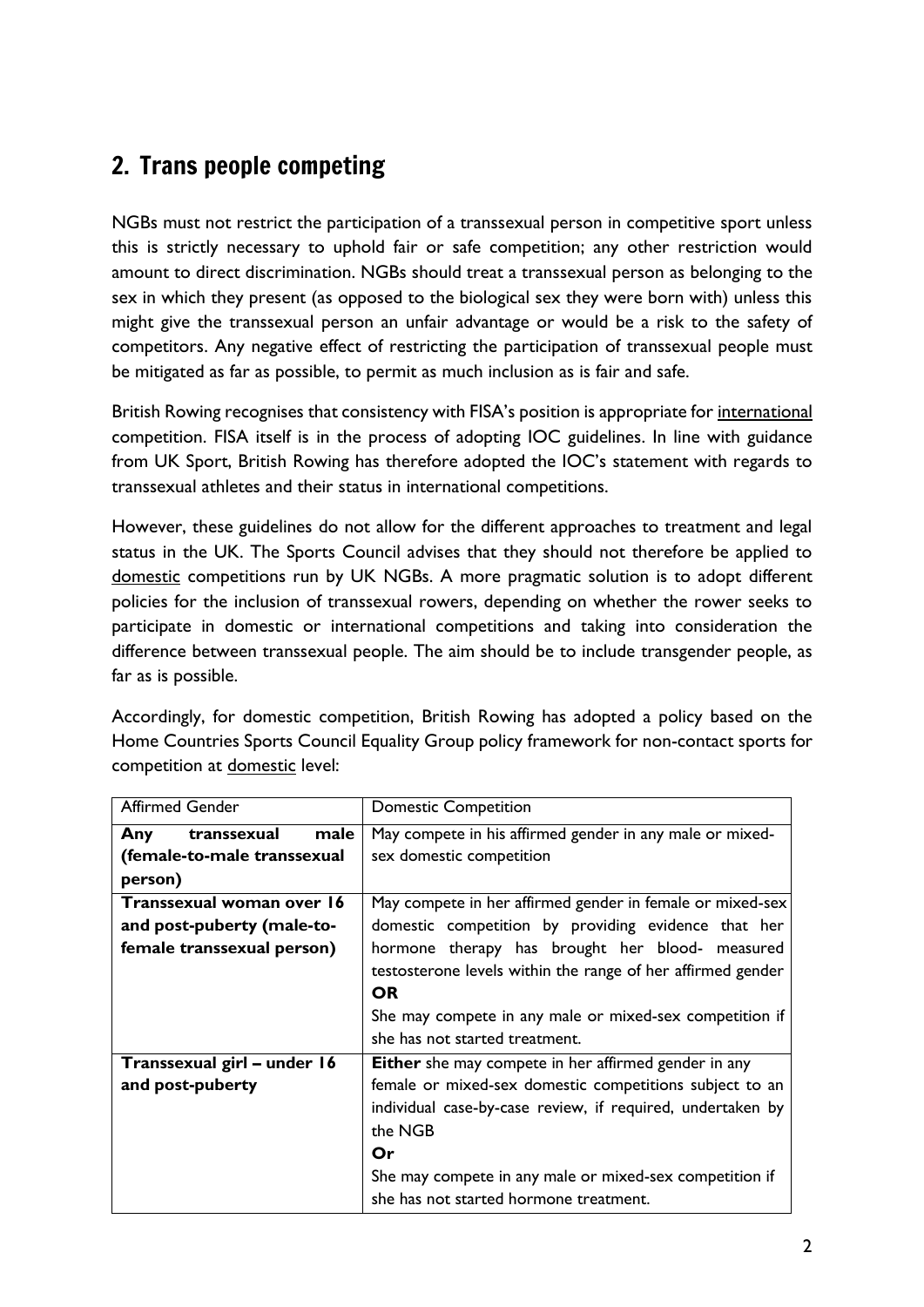## 2. Trans people competing

NGBs must not restrict the participation of a transsexual person in competitive sport unless this is strictly necessary to uphold fair or safe competition; any other restriction would amount to direct discrimination. NGBs should treat a transsexual person as belonging to the sex in which they present (as opposed to the biological sex they were born with) unless this might give the transsexual person an unfair advantage or would be a risk to the safety of competitors. Any negative effect of restricting the participation of transsexual people must be mitigated as far as possible, to permit as much inclusion as is fair and safe.

British Rowing recognises that consistency with FISA's position is appropriate for international competition. FISA itself is in the process of adopting IOC guidelines. In line with guidance from UK Sport, British Rowing has therefore adopted the IOC's statement with regards to transsexual athletes and their status in international competitions.

However, these guidelines do not allow for the different approaches to treatment and legal status in the UK. The Sports Council advises that they should not therefore be applied to domestic competitions run by UK NGBs. A more pragmatic solution is to adopt different policies for the inclusion of transsexual rowers, depending on whether the rower seeks to participate in domestic or international competitions and taking into consideration the difference between transsexual people. The aim should be to include transgender people, as far as is possible.

Accordingly, for domestic competition, British Rowing has adopted a policy based on the Home Countries Sports Council Equality Group policy framework for non-contact sports for competition at domestic level:

| Affirmed Gender | Domestic Competition |
|---|---|
| **Any transsexual male (female-to-male transsexual person)** | May compete in his affirmed gender in any male or mixed-sex domestic competition |
| **Transsexual woman over 16 and post-puberty (male-to-female transsexual person)** | May compete in her affirmed gender in female or mixed-sex domestic competition by providing evidence that her hormone therapy has brought her blood- measured testosterone levels within the range of her affirmed gender<br>**OR**<br>She may compete in any male or mixed-sex competition if she has not started treatment. |
| **Transsexual girl – under 16 and post-puberty** | **Either** she may compete in her affirmed gender in any female or mixed-sex domestic competitions subject to an individual case-by-case review, if required, undertaken by the NGB<br>**Or**<br>She may compete in any male or mixed-sex competition if she has not started hormone treatment. |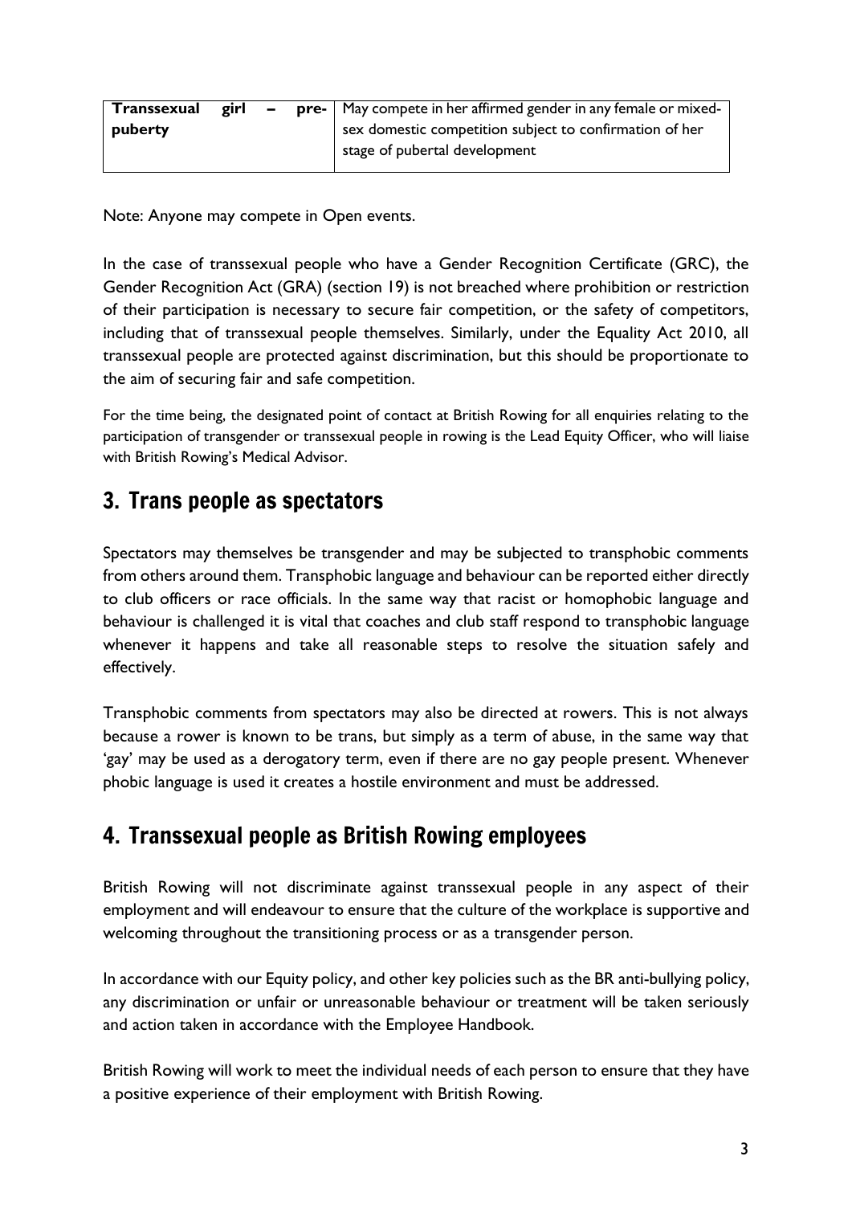| **Transsexual girl – pre-puberty** | May compete in her affirmed gender in any female or mixed-sex domestic competition subject to confirmation of her stage of pubertal development |
|---|---|

Note: Anyone may compete in Open events.

In the case of transsexual people who have a Gender Recognition Certificate (GRC), the Gender Recognition Act (GRA) (section 19) is not breached where prohibition or restriction of their participation is necessary to secure fair competition, or the safety of competitors, including that of transsexual people themselves. Similarly, under the Equality Act 2010, all transsexual people are protected against discrimination, but this should be proportionate to the aim of securing fair and safe competition.

For the time being, the designated point of contact at British Rowing for all enquiries relating to the participation of transgender or transsexual people in rowing is the Lead Equity Officer, who will liaise with British Rowing's Medical Advisor.

## 3. Trans people as spectators

Spectators may themselves be transgender and may be subjected to transphobic comments from others around them. Transphobic language and behaviour can be reported either directly to club officers or race officials. In the same way that racist or homophobic language and behaviour is challenged it is vital that coaches and club staff respond to transphobic language whenever it happens and take all reasonable steps to resolve the situation safely and effectively.

Transphobic comments from spectators may also be directed at rowers. This is not always because a rower is known to be trans, but simply as a term of abuse, in the same way that 'gay' may be used as a derogatory term, even if there are no gay people present. Whenever phobic language is used it creates a hostile environment and must be addressed.

## 4. Transsexual people as British Rowing employees

British Rowing will not discriminate against transsexual people in any aspect of their employment and will endeavour to ensure that the culture of the workplace is supportive and welcoming throughout the transitioning process or as a transgender person.

In accordance with our Equity policy, and other key policies such as the BR anti-bullying policy, any discrimination or unfair or unreasonable behaviour or treatment will be taken seriously and action taken in accordance with the Employee Handbook.

British Rowing will work to meet the individual needs of each person to ensure that they have a positive experience of their employment with British Rowing.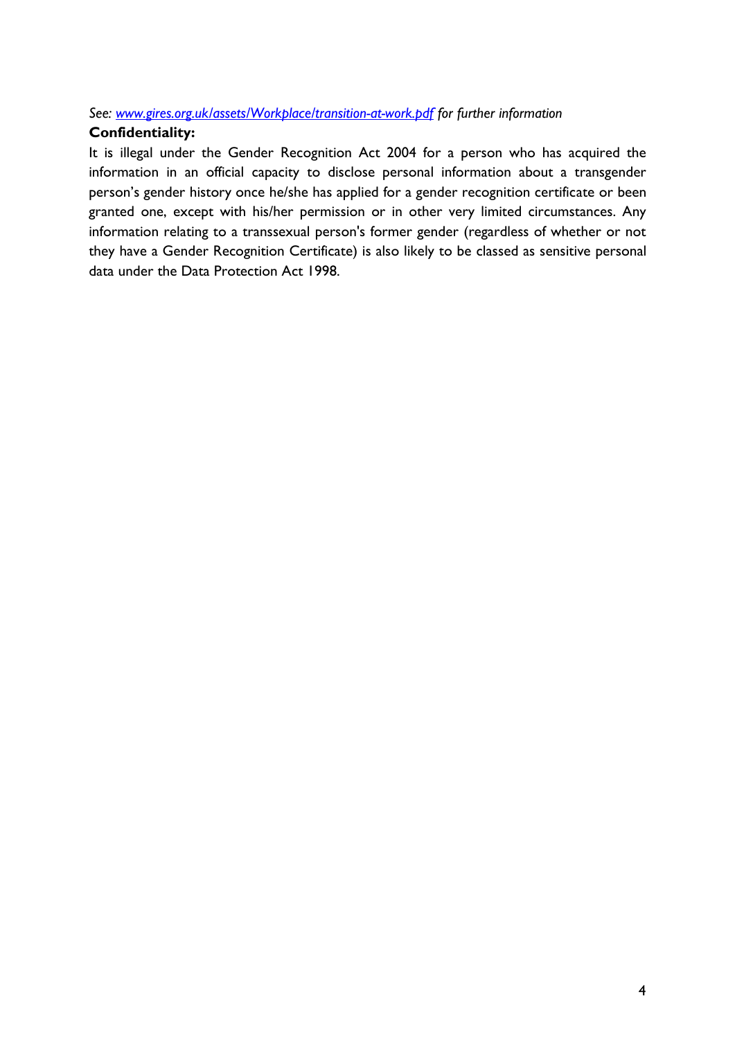*See: [www.gires.org.uk/assets/Workplace/transition-at-work.pdf](http://www.gires.org.uk/assets/Workplace/transition-at-work.pdf) for further information*

**Confidentiality:**

It is illegal under the Gender Recognition Act 2004 for a person who has acquired the information in an official capacity to disclose personal information about a transgender person's gender history once he/she has applied for a gender recognition certificate or been granted one, except with his/her permission or in other very limited circumstances. Any information relating to a transsexual person's former gender (regardless of whether or not they have a Gender Recognition Certificate) is also likely to be classed as sensitive personal data under the Data Protection Act 1998.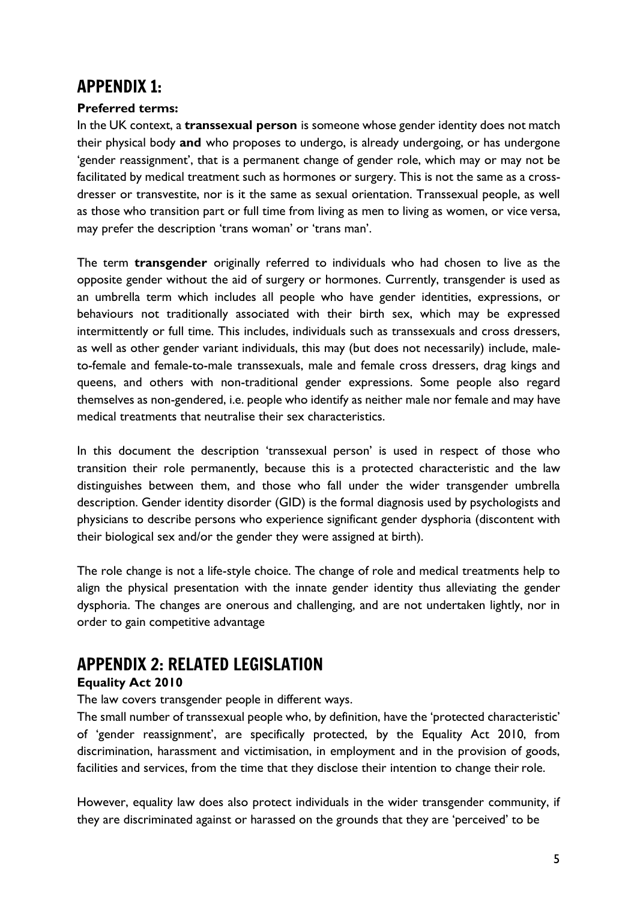# APPENDIX 1:

**Preferred terms:**

In the UK context, a **transsexual person** is someone whose gender identity does not match their physical body **and** who proposes to undergo, is already undergoing, or has undergone 'gender reassignment', that is a permanent change of gender role, which may or may not be facilitated by medical treatment such as hormones or surgery. This is not the same as a cross-dresser or transvestite, nor is it the same as sexual orientation. Transsexual people, as well as those who transition part or full time from living as men to living as women, or vice versa, may prefer the description 'trans woman' or 'trans man'.

The term **transgender** originally referred to individuals who had chosen to live as the opposite gender without the aid of surgery or hormones. Currently, transgender is used as an umbrella term which includes all people who have gender identities, expressions, or behaviours not traditionally associated with their birth sex, which may be expressed intermittently or full time. This includes, individuals such as transsexuals and cross dressers, as well as other gender variant individuals, this may (but does not necessarily) include, male-to-female and female-to-male transsexuals, male and female cross dressers, drag kings and queens, and others with non-traditional gender expressions. Some people also regard themselves as non-gendered, i.e. people who identify as neither male nor female and may have medical treatments that neutralise their sex characteristics.

In this document the description 'transsexual person' is used in respect of those who transition their role permanently, because this is a protected characteristic and the law distinguishes between them, and those who fall under the wider transgender umbrella description. Gender identity disorder (GID) is the formal diagnosis used by psychologists and physicians to describe persons who experience significant gender dysphoria (discontent with their biological sex and/or the gender they were assigned at birth).

The role change is not a life-style choice. The change of role and medical treatments help to align the physical presentation with the innate gender identity thus alleviating the gender dysphoria. The changes are onerous and challenging, and are not undertaken lightly, nor in order to gain competitive advantage

# APPENDIX 2: RELATED LEGISLATION

**Equality Act 2010**

The law covers transgender people in different ways.

The small number of transsexual people who, by definition, have the 'protected characteristic' of 'gender reassignment', are specifically protected, by the Equality Act 2010, from discrimination, harassment and victimisation, in employment and in the provision of goods, facilities and services, from the time that they disclose their intention to change their role.

However, equality law does also protect individuals in the wider transgender community, if they are discriminated against or harassed on the grounds that they are 'perceived' to be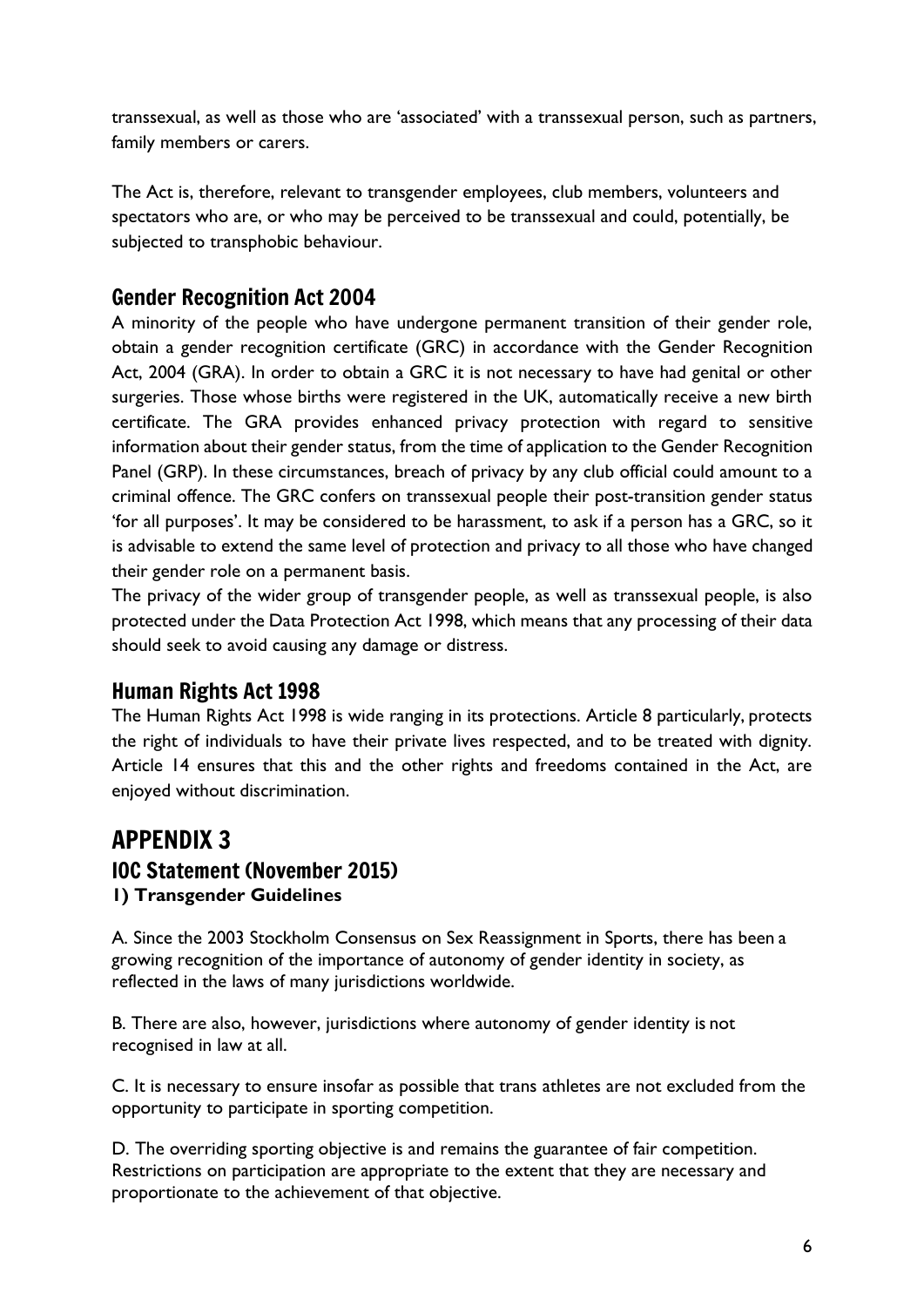transsexual, as well as those who are 'associated' with a transsexual person, such as partners, family members or carers.

The Act is, therefore, relevant to transgender employees, club members, volunteers and spectators who are, or who may be perceived to be transsexual and could, potentially, be subjected to transphobic behaviour.

## Gender Recognition Act 2004

A minority of the people who have undergone permanent transition of their gender role, obtain a gender recognition certificate (GRC) in accordance with the Gender Recognition Act, 2004 (GRA). In order to obtain a GRC it is not necessary to have had genital or other surgeries. Those whose births were registered in the UK, automatically receive a new birth certificate. The GRA provides enhanced privacy protection with regard to sensitive information about their gender status, from the time of application to the Gender Recognition Panel (GRP). In these circumstances, breach of privacy by any club official could amount to a criminal offence. The GRC confers on transsexual people their post-transition gender status 'for all purposes'. It may be considered to be harassment, to ask if a person has a GRC, so it is advisable to extend the same level of protection and privacy to all those who have changed their gender role on a permanent basis.

The privacy of the wider group of transgender people, as well as transsexual people, is also protected under the Data Protection Act 1998, which means that any processing of their data should seek to avoid causing any damage or distress.

## Human Rights Act 1998

The Human Rights Act 1998 is wide ranging in its protections. Article 8 particularly, protects the right of individuals to have their private lives respected, and to be treated with dignity. Article 14 ensures that this and the other rights and freedoms contained in the Act, are enjoyed without discrimination.

# APPENDIX 3

## IOC Statement (November 2015)

### 1) Transgender Guidelines

A. Since the 2003 Stockholm Consensus on Sex Reassignment in Sports, there has been a growing recognition of the importance of autonomy of gender identity in society, as reflected in the laws of many jurisdictions worldwide.

B. There are also, however, jurisdictions where autonomy of gender identity is not recognised in law at all.

C. It is necessary to ensure insofar as possible that trans athletes are not excluded from the opportunity to participate in sporting competition.

D. The overriding sporting objective is and remains the guarantee of fair competition. Restrictions on participation are appropriate to the extent that they are necessary and proportionate to the achievement of that objective.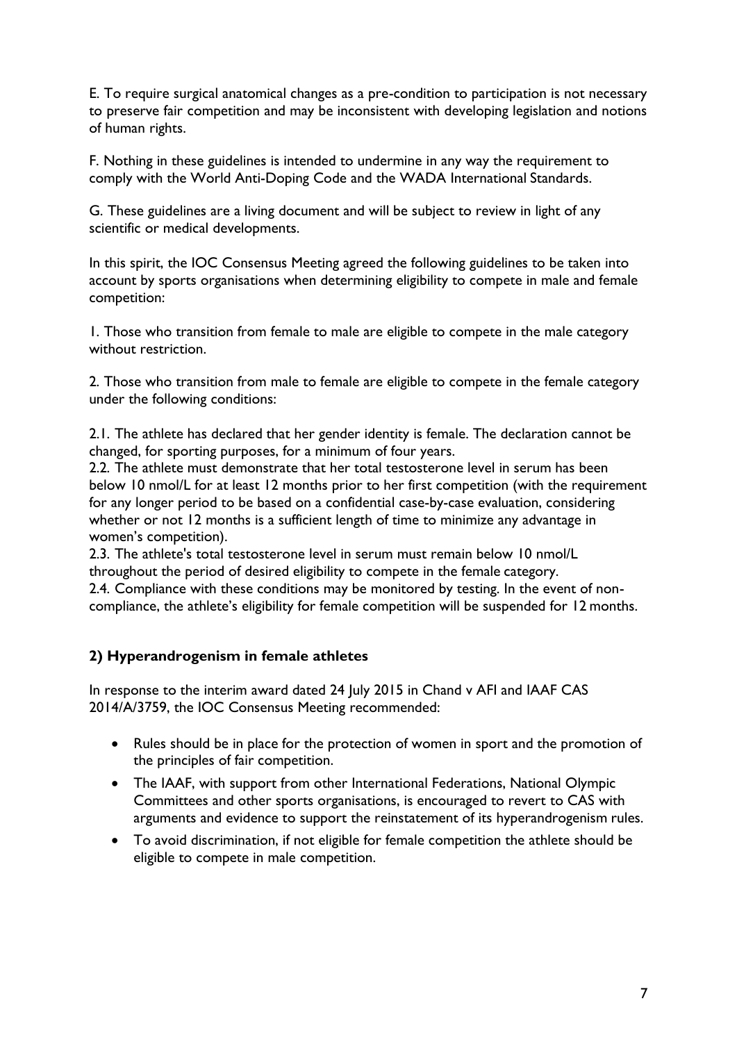E. To require surgical anatomical changes as a pre-condition to participation is not necessary to preserve fair competition and may be inconsistent with developing legislation and notions of human rights.

F. Nothing in these guidelines is intended to undermine in any way the requirement to comply with the World Anti-Doping Code and the WADA International Standards.

G. These guidelines are a living document and will be subject to review in light of any scientific or medical developments.

In this spirit, the IOC Consensus Meeting agreed the following guidelines to be taken into account by sports organisations when determining eligibility to compete in male and female competition:

1. Those who transition from female to male are eligible to compete in the male category without restriction.

2. Those who transition from male to female are eligible to compete in the female category under the following conditions:

2.1. The athlete has declared that her gender identity is female. The declaration cannot be changed, for sporting purposes, for a minimum of four years.
2.2. The athlete must demonstrate that her total testosterone level in serum has been below 10 nmol/L for at least 12 months prior to her first competition (with the requirement for any longer period to be based on a confidential case-by-case evaluation, considering whether or not 12 months is a sufficient length of time to minimize any advantage in women's competition).
2.3. The athlete's total testosterone level in serum must remain below 10 nmol/L throughout the period of desired eligibility to compete in the female category.
2.4. Compliance with these conditions may be monitored by testing. In the event of non-compliance, the athlete's eligibility for female competition will be suspended for 12 months.

## 2) Hyperandrogenism in female athletes

In response to the interim award dated 24 July 2015 in Chand v AFI and IAAF CAS 2014/A/3759, the IOC Consensus Meeting recommended:

- Rules should be in place for the protection of women in sport and the promotion of the principles of fair competition.
- The IAAF, with support from other International Federations, National Olympic Committees and other sports organisations, is encouraged to revert to CAS with arguments and evidence to support the reinstatement of its hyperandrogenism rules.
- To avoid discrimination, if not eligible for female competition the athlete should be eligible to compete in male competition.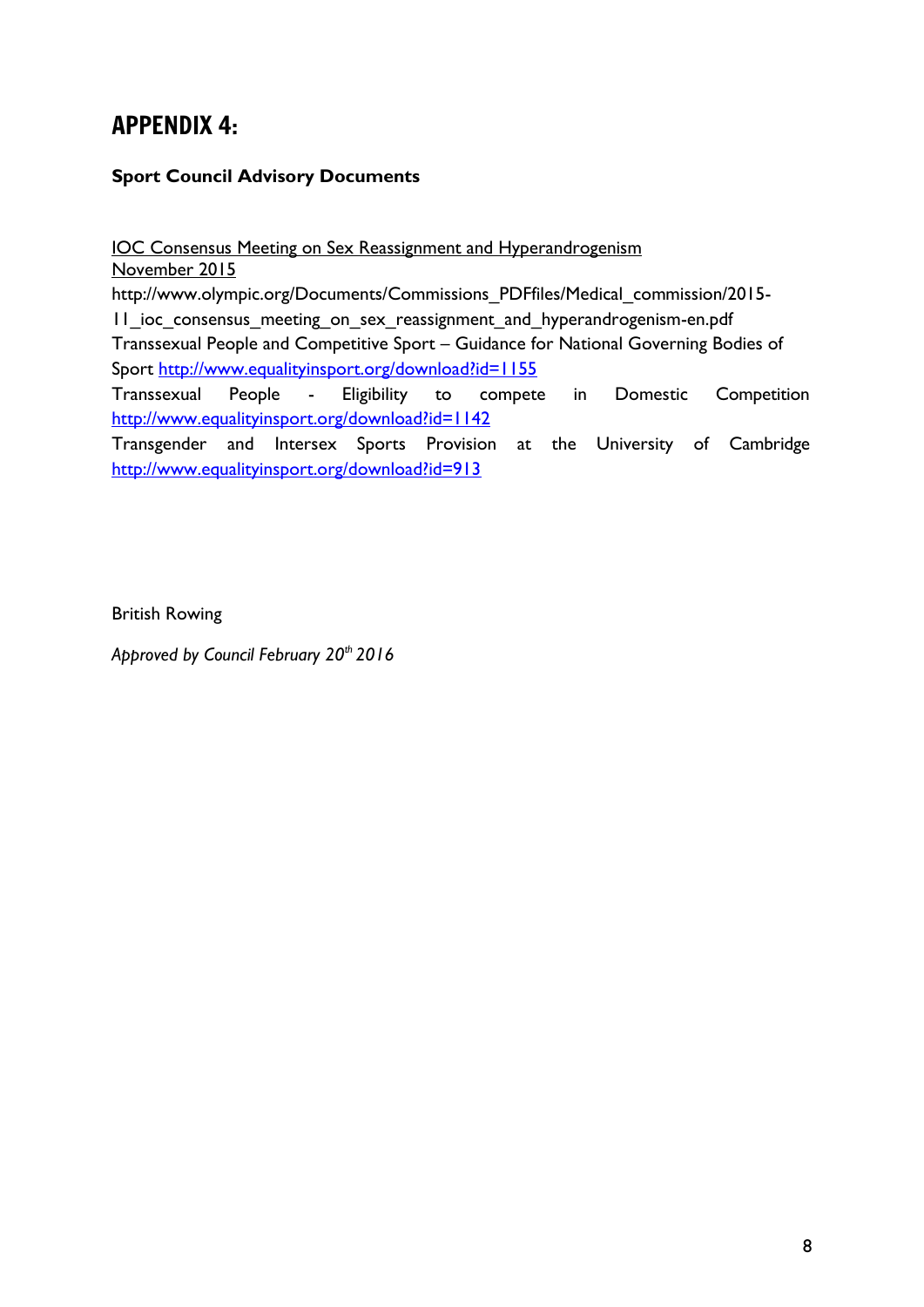# APPENDIX 4:

**Sport Council Advisory Documents**

IOC Consensus Meeting on Sex Reassignment and Hyperandrogenism
November 2015
http://www.olympic.org/Documents/Commissions_PDFfiles/Medical_commission/2015-11_ioc_consensus_meeting_on_sex_reassignment_and_hyperandrogenism-en.pdf
Transsexual People and Competitive Sport – Guidance for National Governing Bodies of Sport http://www.equalityinsport.org/download?id=1155
Transsexual People - Eligibility to compete in Domestic Competition http://www.equalityinsport.org/download?id=1142
Transgender and Intersex Sports Provision at the University of Cambridge http://www.equalityinsport.org/download?id=913

British Rowing

*Approved by Council February 20th 2016*